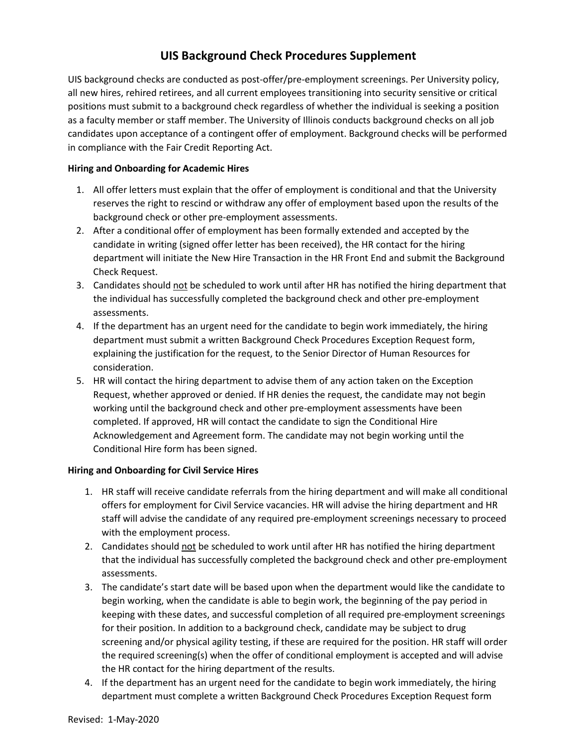# UIS Background Check Procedures Supplement

UIS background checks are conducted as post-offer/pre-employment screenings. Per University policy, all new hires, rehired retirees, and all current employees transitioning into security sensitive or critical positions must submit to a background check regardless of whether the individual is seeking a position as a faculty member or staff member. The University of Illinois conducts background checks on all job candidates upon acceptance of a contingent offer of employment. Background checks will be performed in compliance with the Fair Credit Reporting Act.

**Hiring and Onboarding for Academic Hires**

1. All offer letters must explain that the offer of employment is conditional and that the University reserves the right to rescind or withdraw any offer of employment based upon the results of the background check or other pre-employment assessments.
2. After a conditional offer of employment has been formally extended and accepted by the candidate in writing (signed offer letter has been received), the HR contact for the hiring department will initiate the New Hire Transaction in the HR Front End and submit the Background Check Request.
3. Candidates should not be scheduled to work until after HR has notified the hiring department that the individual has successfully completed the background check and other pre-employment assessments.
4. If the department has an urgent need for the candidate to begin work immediately, the hiring department must submit a written Background Check Procedures Exception Request form, explaining the justification for the request, to the Senior Director of Human Resources for consideration.
5. HR will contact the hiring department to advise them of any action taken on the Exception Request, whether approved or denied. If HR denies the request, the candidate may not begin working until the background check and other pre-employment assessments have been completed. If approved, HR will contact the candidate to sign the Conditional Hire Acknowledgement and Agreement form. The candidate may not begin working until the Conditional Hire form has been signed.

**Hiring and Onboarding for Civil Service Hires**

1. HR staff will receive candidate referrals from the hiring department and will make all conditional offers for employment for Civil Service vacancies. HR will advise the hiring department and HR staff will advise the candidate of any required pre-employment screenings necessary to proceed with the employment process.
2. Candidates should not be scheduled to work until after HR has notified the hiring department that the individual has successfully completed the background check and other pre-employment assessments.
3. The candidate's start date will be based upon when the department would like the candidate to begin working, when the candidate is able to begin work, the beginning of the pay period in keeping with these dates, and successful completion of all required pre-employment screenings for their position. In addition to a background check, candidate may be subject to drug screening and/or physical agility testing, if these are required for the position. HR staff will order the required screening(s) when the offer of conditional employment is accepted and will advise the HR contact for the hiring department of the results.
4. If the department has an urgent need for the candidate to begin work immediately, the hiring department must complete a written Background Check Procedures Exception Request form

Revised: 1-May-2020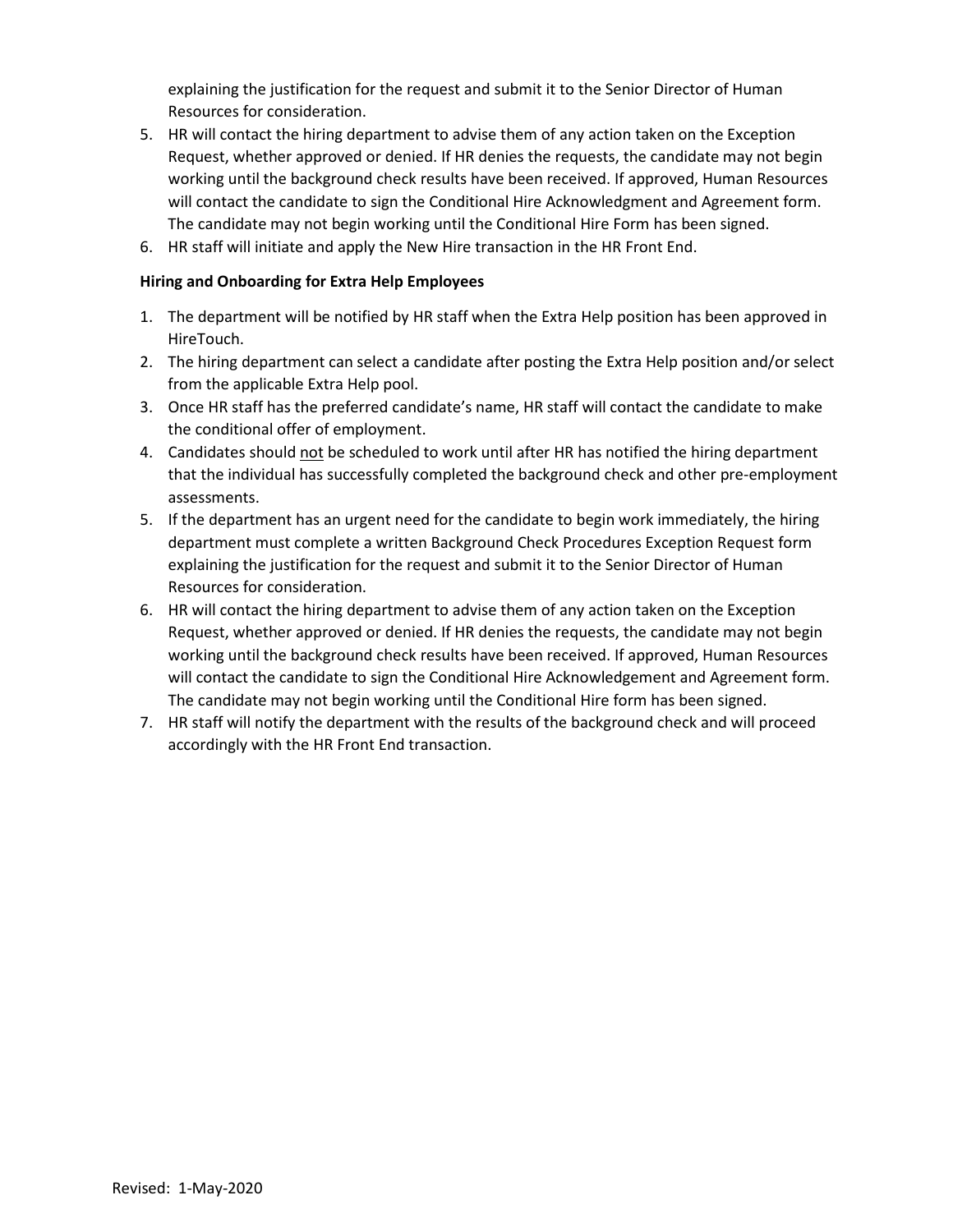explaining the justification for the request and submit it to the Senior Director of Human Resources for consideration.

5. HR will contact the hiring department to advise them of any action taken on the Exception Request, whether approved or denied. If HR denies the requests, the candidate may not begin working until the background check results have been received. If approved, Human Resources will contact the candidate to sign the Conditional Hire Acknowledgment and Agreement form. The candidate may not begin working until the Conditional Hire Form has been signed.
6. HR staff will initiate and apply the New Hire transaction in the HR Front End.

**Hiring and Onboarding for Extra Help Employees**

1. The department will be notified by HR staff when the Extra Help position has been approved in HireTouch.
2. The hiring department can select a candidate after posting the Extra Help position and/or select from the applicable Extra Help pool.
3. Once HR staff has the preferred candidate's name, HR staff will contact the candidate to make the conditional offer of employment.
4. Candidates should <u>not</u> be scheduled to work until after HR has notified the hiring department that the individual has successfully completed the background check and other pre-employment assessments.
5. If the department has an urgent need for the candidate to begin work immediately, the hiring department must complete a written Background Check Procedures Exception Request form explaining the justification for the request and submit it to the Senior Director of Human Resources for consideration.
6. HR will contact the hiring department to advise them of any action taken on the Exception Request, whether approved or denied. If HR denies the requests, the candidate may not begin working until the background check results have been received. If approved, Human Resources will contact the candidate to sign the Conditional Hire Acknowledgement and Agreement form. The candidate may not begin working until the Conditional Hire form has been signed.
7. HR staff will notify the department with the results of the background check and will proceed accordingly with the HR Front End transaction.

Revised: 1-May-2020